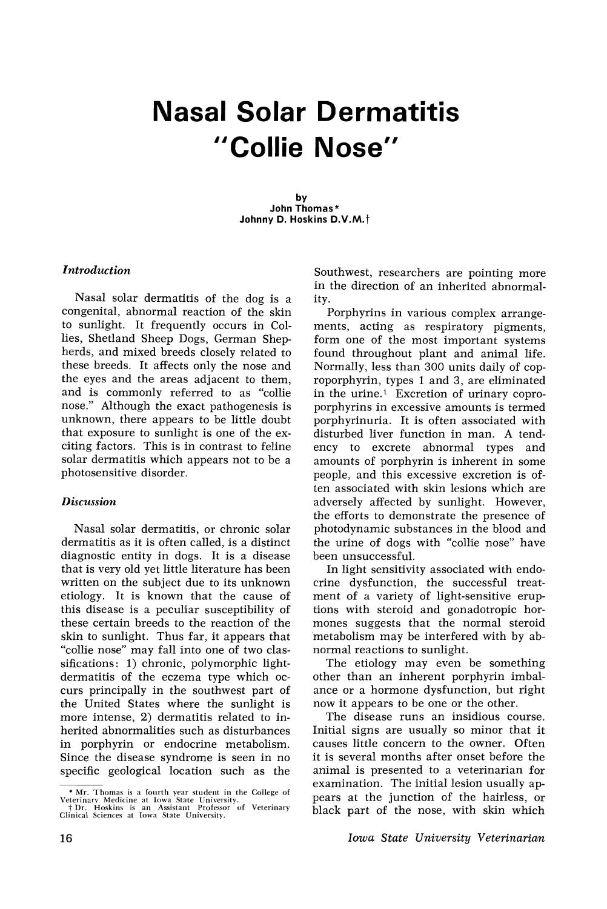# Nasal Solar Dermatitis "Collie Nose"

by
John Thomas*
Johnny D. Hoskins D.V.M.†

### *Introduction*

Nasal solar dermatitis of the dog is a congenital, abnormal reaction of the skin to sunlight. It frequently occurs in Collies, Shetland Sheep Dogs, German Shepherds, and mixed breeds closely related to these breeds. It affects only the nose and the eyes and the areas adjacent to them, and is commonly referred to as "collie nose." Although the exact pathogenesis is unknown, there appears to be little doubt that exposure to sunlight is one of the exciting factors. This is in contrast to feline solar dermatitis which appears not to be a photosensitive disorder.

### *Discussion*

Nasal solar dermatitis, or chronic solar dermatitis as it is often called, is a distinct diagnostic entity in dogs. It is a disease that is very old yet little literature has been written on the subject due to its unknown etiology. It is known that the cause of this disease is a peculiar susceptibility of these certain breeds to the reaction of the skin to sunlight. Thus far, it appears that "collie nose" may fall into one of two classifications: 1) chronic, polymorphic light-dermatitis of the eczema type which occurs principally in the southwest part of the United States where the sunlight is more intense, 2) dermatitis related to inherited abnormalities such as disturbances in porphyrin or endocrine metabolism. Since the disease syndrome is seen in no specific geological location such as the Southwest, researchers are pointing more in the direction of an inherited abnormality.

Porphyrins in various complex arrangements, acting as respiratory pigments, form one of the most important systems found throughout plant and animal life. Normally, less than 300 units daily of coproporphyrin, types 1 and 3, are eliminated in the urine.[1] Excretion of urinary coproporphyrins in excessive amounts is termed porphyrinuria. It is often associated with disturbed liver function in man. A tendency to excrete abnormal types and amounts of porphyrin is inherent in some people, and this excessive excretion is often associated with skin lesions which are adversely affected by sunlight. However, the efforts to demonstrate the presence of photodynamic substances in the blood and the urine of dogs with "collie nose" have been unsuccessful.

In light sensitivity associated with endocrine dysfunction, the successful treatment of a variety of light-sensitive eruptions with steroid and gonadotropic hormones suggests that the normal steroid metabolism may be interfered with by abnormal reactions to sunlight.

The etiology may even be something other than an inherent porphyrin imbalance or a hormone dysfunction, but right now it appears to be one or the other.

The disease runs an insidious course. Initial signs are usually so minor that it causes little concern to the owner. Often it is several months after onset before the animal is presented to a veterinarian for examination. The initial lesion usually appears at the junction of the hairless, or black part of the nose, with skin which

---

\* Mr. Thomas is a fourth year student in the College of Veterinary Medicine at Iowa State University.

† Dr. Hoskins is an Assistant Professor of Veterinary Clinical Sciences at Iowa State University.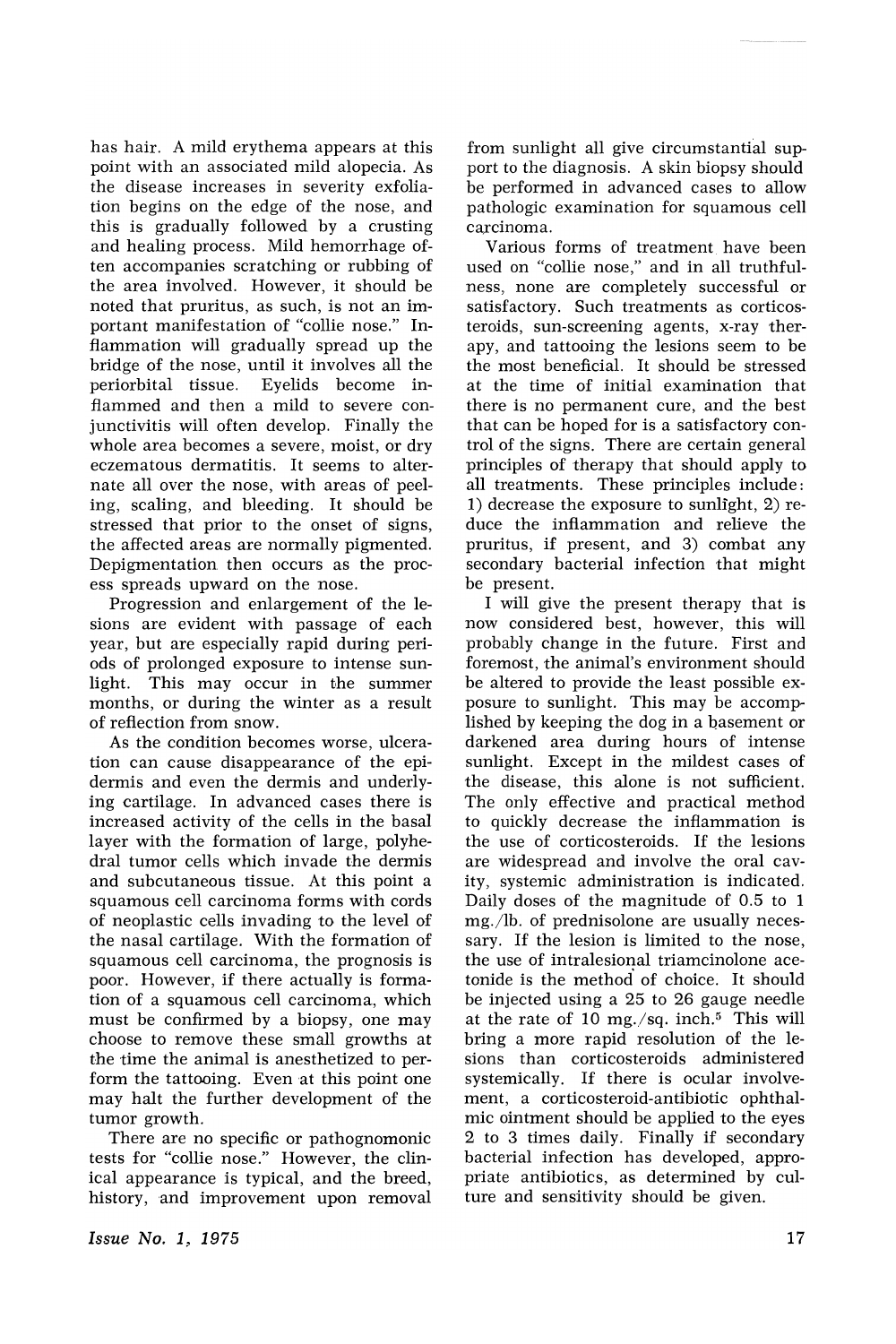has hair. A mild erythema appears at this point with an associated mild alopecia. As the disease increases in severity exfoliation begins on the edge of the nose, and this is gradually followed by a crusting and healing process. Mild hemorrhage often accompanies scratching or rubbing of the area involved. However, it should be noted that pruritus, as such, is not an important manifestation of "collie nose." Inflammation will gradually spread up the bridge of the nose, until it involves all the periorbital tissue. Eyelids become inflammed and then a mild to severe conjunctivitis will often develop. Finally the whole area becomes a severe, moist, or dry eczematous dermatitis. It seems to alternate all over the nose, with areas of peeling, scaling, and bleeding. It should be stressed that prior to the onset of signs, the affected areas are normally pigmented. Depigmentation then occurs as the process spreads upward on the nose.

Progression and enlargement of the lesions are evident with passage of each year, but are especially rapid during periods of prolonged exposure to intense sunlight. This may occur in the summer months, or during the winter as a result of reflection from snow.

As the condition becomes worse, ulceration can cause disappearance of the epidermis and even the dermis and underlying cartilage. In advanced cases there is increased activity of the cells in the basal layer with the formation of large, polyhedral tumor cells which invade the dermis and subcutaneous tissue. At this point a squamous cell carcinoma forms with cords of neoplastic cells invading to the level of the nasal cartilage. With the formation of squamous cell carcinoma, the prognosis is poor. However, if there actually is formation of a squamous cell carcinoma, which must be confirmed by a biopsy, one may choose to remove these small growths at the time the animal is anesthetized to perform the tattooing. Even at this point one may halt the further development of the tumor growth.

There are no specific or pathognomonic tests for "collie nose." However, the clinical appearance is typical, and the breed, history, and improvement upon removal from sunlight all give circumstantial support to the diagnosis. A skin biopsy should be performed in advanced cases to allow pathologic examination for squamous cell carcinoma.

Various forms of treatment have been used on "collie nose," and in all truthfulness, none are completely successful or satisfactory. Such treatments as corticosteroids, sun-screening agents, x-ray therapy, and tattooing the lesions seem to be the most beneficial. It should be stressed at the time of initial examination that there is no permanent cure, and the best that can be hoped for is a satisfactory control of the signs. There are certain general principles of therapy that should apply to all treatments. These principles include: 1) decrease the exposure to sunlight, 2) reduce the inflammation and relieve the pruritus, if present, and 3) combat any secondary bacterial infection that might be present.

I will give the present therapy that is now considered best, however, this will probably change in the future. First and foremost, the animal's environment should be altered to provide the least possible exposure to sunlight. This may be accomplished by keeping the dog in a basement or darkened area during hours of intense sunlight. Except in the mildest cases of the disease, this alone is not sufficient. The only effective and practical method to quickly decrease the inflammation is the use of corticosteroids. If the lesions are widespread and involve the oral cavity, systemic administration is indicated. Daily doses of the magnitude of 0.5 to 1 mg./lb. of prednisolone are usually necessary. If the lesion is limited to the nose, the use of intralesional triamcinolone acetonide is the method of choice. It should be injected using a 25 to 26 gauge needle at the rate of 10 mg./sq. inch.[5] This will bring a more rapid resolution of the lesions than corticosteroids administered systemically. If there is ocular involvement, a corticosteroid-antibiotic ophthalmic ointment should be applied to the eyes 2 to 3 times daily. Finally if secondary bacterial infection has developed, appropriate antibiotics, as determined by culture and sensitivity should be given.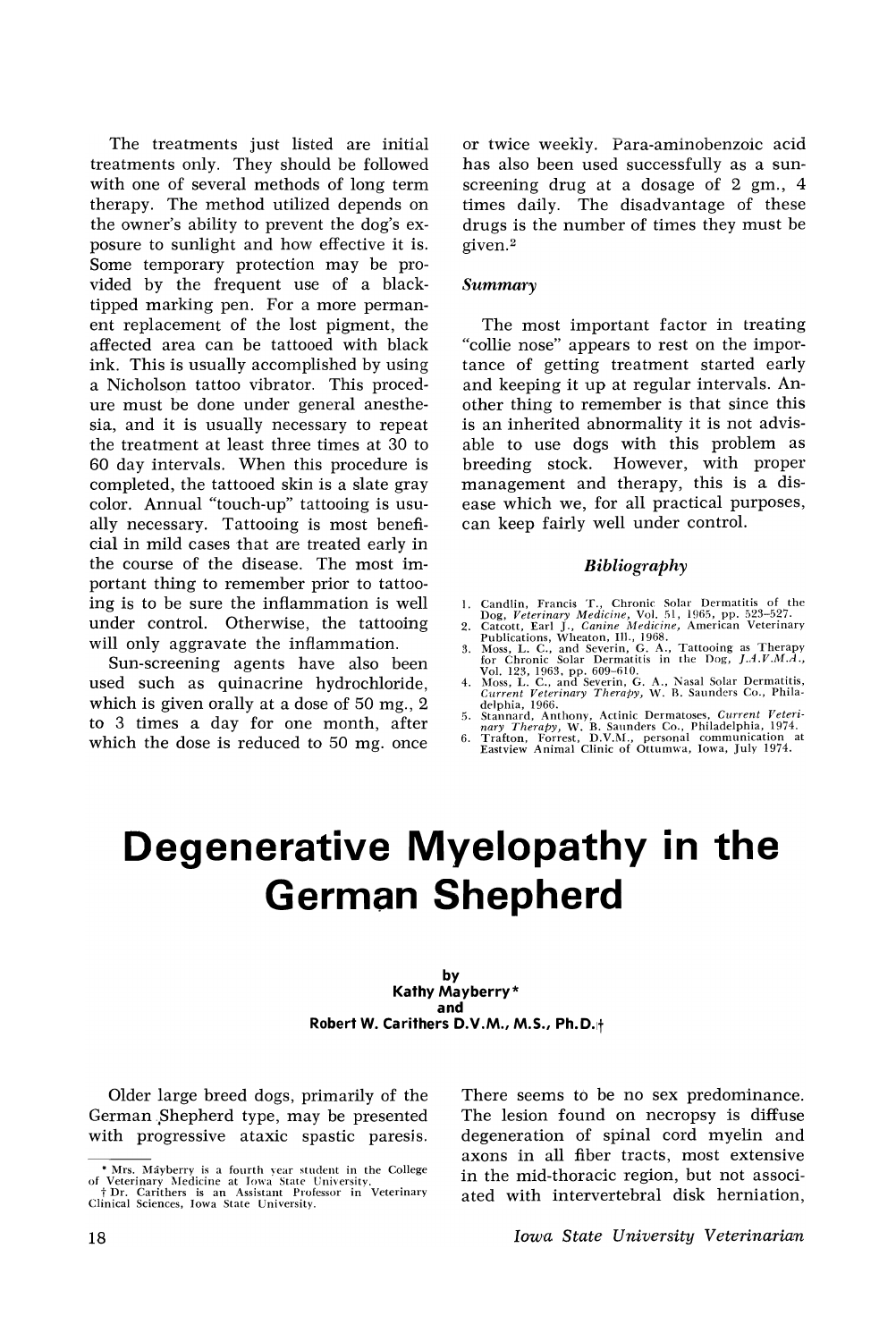The treatments just listed are initial treatments only. They should be followed with one of several methods of long term therapy. The method utilized depends on the owner's ability to prevent the dog's exposure to sunlight and how effective it is. Some temporary protection may be provided by the frequent use of a black-tipped marking pen. For a more permanent replacement of the lost pigment, the affected area can be tattooed with black ink. This is usually accomplished by using a Nicholson tattoo vibrator. This procedure must be done under general anesthesia, and it is usually necessary to repeat the treatment at least three times at 30 to 60 day intervals. When this procedure is completed, the tattooed skin is a slate gray color. Annual "touch-up" tattooing is usually necessary. Tattooing is most beneficial in mild cases that are treated early in the course of the disease. The most important thing to remember prior to tattooing is to be sure the inflammation is well under control. Otherwise, the tattooing will only aggravate the inflammation.

Sun-screening agents have also been used such as quinacrine hydrochloride, which is given orally at a dose of 50 mg., 2 to 3 times a day for one month, after which the dose is reduced to 50 mg. once or twice weekly. Para-aminobenzoic acid has also been used successfully as a sun-screening drug at a dosage of 2 gm., 4 times daily. The disadvantage of these drugs is the number of times they must be given.[2]

### *Summary*

The most important factor in treating "collie nose" appears to rest on the importance of getting treatment started early and keeping it up at regular intervals. Another thing to remember is that since this is an inherited abnormality it is not advisable to use dogs with this problem as breeding stock. However, with proper management and therapy, this is a disease which we, for all practical purposes, can keep fairly well under control.

### *Bibliography*

1. Candlin, Francis T., Chronic Solar Dermatitis of the Dog, *Veterinary Medicine*, Vol. 51, 1965, pp. 523–527.
2. Catcott, Earl J., *Canine Medicine*, American Veterinary Publications, Wheaton, Ill., 1968.
3. Moss, L. C., and Severin, G. A., Tattooing as Therapy for Chronic Solar Dermatitis in the Dog, *J.A.V.M.A.*, Vol. 123, 1963, pp. 609–610.
4. Moss, L. C., and Severin, G. A., Nasal Solar Dermatitis, *Current Veterinary Therapy*, W. B. Saunders Co., Philadelphia, 1966.
5. Stannard, Anthony, Actinic Dermatoses, *Current Veterinary Therapy*, W. B. Saunders Co., Philadelphia, 1974.
6. Trafton, Forrest, D.V.M., personal communication at Eastview Animal Clinic of Ottumwa, Iowa, July 1974.

# Degenerative Myelopathy in the German Shepherd

by
**Kathy Mayberry\***
and
**Robert W. Carithers D.V.M., M.S., Ph.D.†**

Older large breed dogs, primarily of the German Shepherd type, may be presented with progressive ataxic spastic paresis. There seems to be no sex predominance. The lesion found on necropsy is diffuse degeneration of spinal cord myelin and axons in all fiber tracts, most extensive in the mid-thoracic region, but not associated with intervertebral disk herniation,

\* Mrs. Mayberry is a fourth year student in the College of Veterinary Medicine at Iowa State University.

† Dr. Carithers is an Assistant Professor in Veterinary Clinical Sciences, Iowa State University.